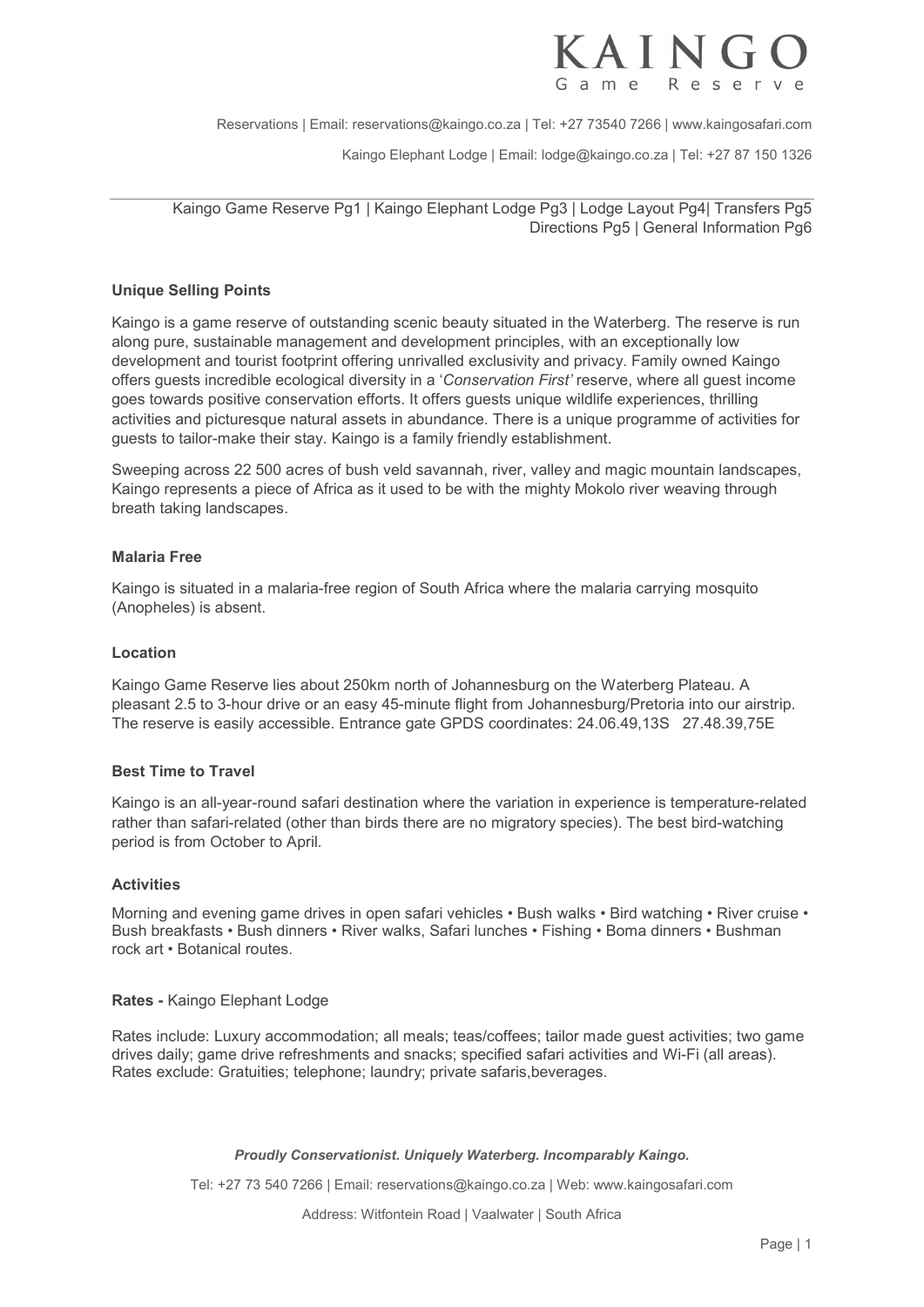# KAINGO
Game Reserve

Reservations | Email: reservations@kaingo.co.za | Tel: +27 73540 7266 | www.kaingosafari.com

Kaingo Elephant Lodge | Email: lodge@kaingo.co.za | Tel: +27 87 150 1326

Kaingo Game Reserve Pg1 | Kaingo Elephant Lodge Pg3 | Lodge Layout Pg4| Transfers Pg5
Directions Pg5 | General Information Pg6

**Unique Selling Points**

Kaingo is a game reserve of outstanding scenic beauty situated in the Waterberg. The reserve is run along pure, sustainable management and development principles, with an exceptionally low development and tourist footprint offering unrivalled exclusivity and privacy. Family owned Kaingo offers guests incredible ecological diversity in a '*Conservation First'* reserve, where all guest income goes towards positive conservation efforts. It offers guests unique wildlife experiences, thrilling activities and picturesque natural assets in abundance. There is a unique programme of activities for guests to tailor-make their stay. Kaingo is a family friendly establishment.

Sweeping across 22 500 acres of bush veld savannah, river, valley and magic mountain landscapes, Kaingo represents a piece of Africa as it used to be with the mighty Mokolo river weaving through breath taking landscapes.

**Malaria Free**

Kaingo is situated in a malaria-free region of South Africa where the malaria carrying mosquito (Anopheles) is absent.

**Location**

Kaingo Game Reserve lies about 250km north of Johannesburg on the Waterberg Plateau. A pleasant 2.5 to 3-hour drive or an easy 45-minute flight from Johannesburg/Pretoria into our airstrip. The reserve is easily accessible. Entrance gate GPDS coordinates: 24.06.49,13S 27.48.39,75E

**Best Time to Travel**

Kaingo is an all-year-round safari destination where the variation in experience is temperature-related rather than safari-related (other than birds there are no migratory species). The best bird-watching period is from October to April.

**Activities**

Morning and evening game drives in open safari vehicles • Bush walks • Bird watching • River cruise • Bush breakfasts • Bush dinners • River walks, Safari lunches • Fishing • Boma dinners • Bushman rock art • Botanical routes.

**Rates -** Kaingo Elephant Lodge

Rates include: Luxury accommodation; all meals; teas/coffees; tailor made guest activities; two game drives daily; game drive refreshments and snacks; specified safari activities and Wi-Fi (all areas). Rates exclude: Gratuities; telephone; laundry; private safaris,beverages.

***Proudly Conservationist. Uniquely Waterberg. Incomparably Kaingo.***

Tel: +27 73 540 7266 | Email: reservations@kaingo.co.za | Web: www.kaingosafari.com

Address: Witfontein Road | Vaalwater | South Africa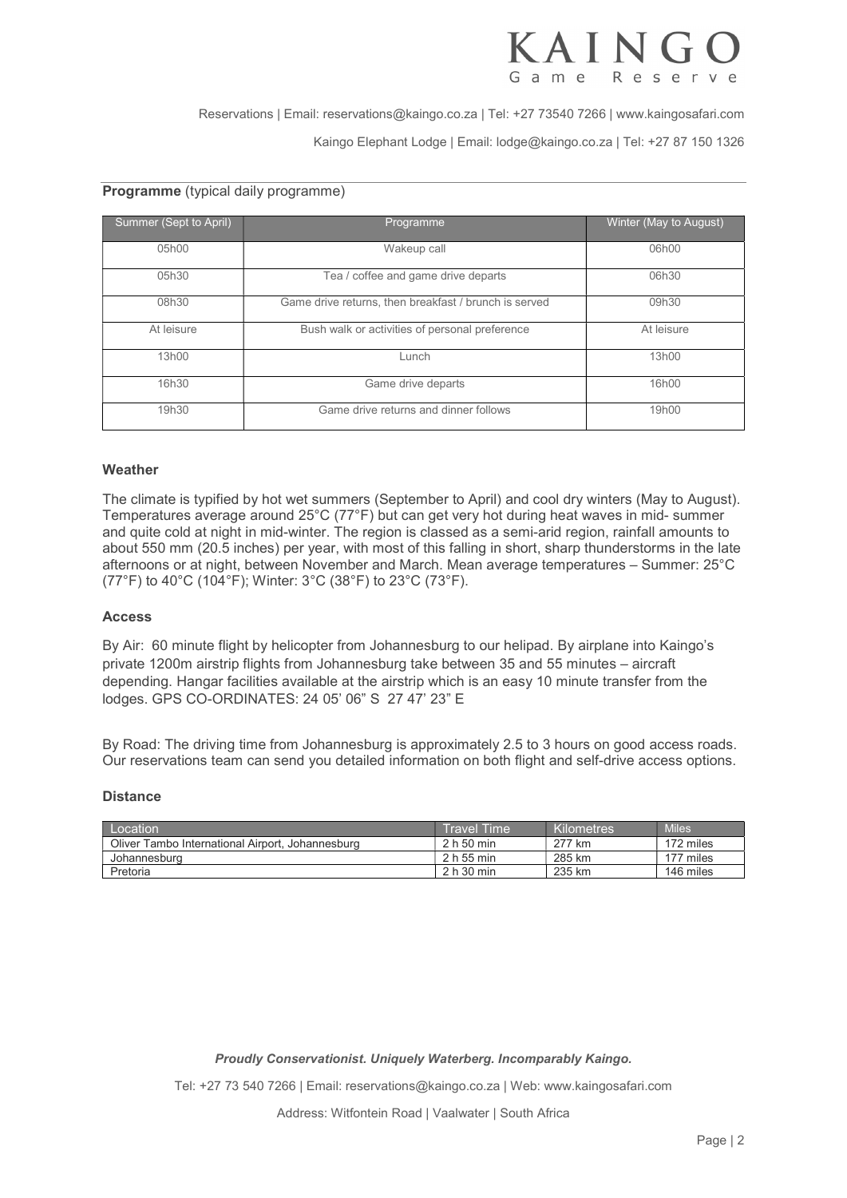Reservations | Email: reservations@kaingo.co.za | Tel: +27 73540 7266 | www.kaingosafari.com

Kaingo Elephant Lodge | Email: lodge@kaingo.co.za | Tel: +27 87 150 1326

**Programme** (typical daily programme)

| Summer (Sept to April) | Programme | Winter (May to August) |
|---|---|---|
| 05h00 | Wakeup call | 06h00 |
| 05h30 | Tea / coffee and game drive departs | 06h30 |
| 08h30 | Game drive returns, then breakfast / brunch is served | 09h30 |
| At leisure | Bush walk or activities of personal preference | At leisure |
| 13h00 | Lunch | 13h00 |
| 16h30 | Game drive departs | 16h00 |
| 19h30 | Game drive returns and dinner follows | 19h00 |

### Weather

The climate is typified by hot wet summers (September to April) and cool dry winters (May to August). Temperatures average around 25°C (77°F) but can get very hot during heat waves in mid- summer and quite cold at night in mid-winter. The region is classed as a semi-arid region, rainfall amounts to about 550 mm (20.5 inches) per year, with most of this falling in short, sharp thunderstorms in the late afternoons or at night, between November and March. Mean average temperatures – Summer: 25°C (77°F) to 40°C (104°F); Winter: 3°C (38°F) to 23°C (73°F).

### Access

By Air: 60 minute flight by helicopter from Johannesburg to our helipad. By airplane into Kaingo's private 1200m airstrip flights from Johannesburg take between 35 and 55 minutes – aircraft depending. Hangar facilities available at the airstrip which is an easy 10 minute transfer from the lodges. GPS CO-ORDINATES: 24 05' 06" S 27 47' 23" E

By Road: The driving time from Johannesburg is approximately 2.5 to 3 hours on good access roads. Our reservations team can send you detailed information on both flight and self-drive access options.

### Distance

| Location | Travel Time | Kilometres | Miles |
|---|---|---|---|
| Oliver Tambo International Airport, Johannesburg | 2 h 50 min | 277 km | 172 miles |
| Johannesburg | 2 h 55 min | 285 km | 177 miles |
| Pretoria | 2 h 30 min | 235 km | 146 miles |

***Proudly Conservationist. Uniquely Waterberg. Incomparably Kaingo.***

Tel: +27 73 540 7266 | Email: reservations@kaingo.co.za | Web: www.kaingosafari.com

Address: Witfontein Road | Vaalwater | South Africa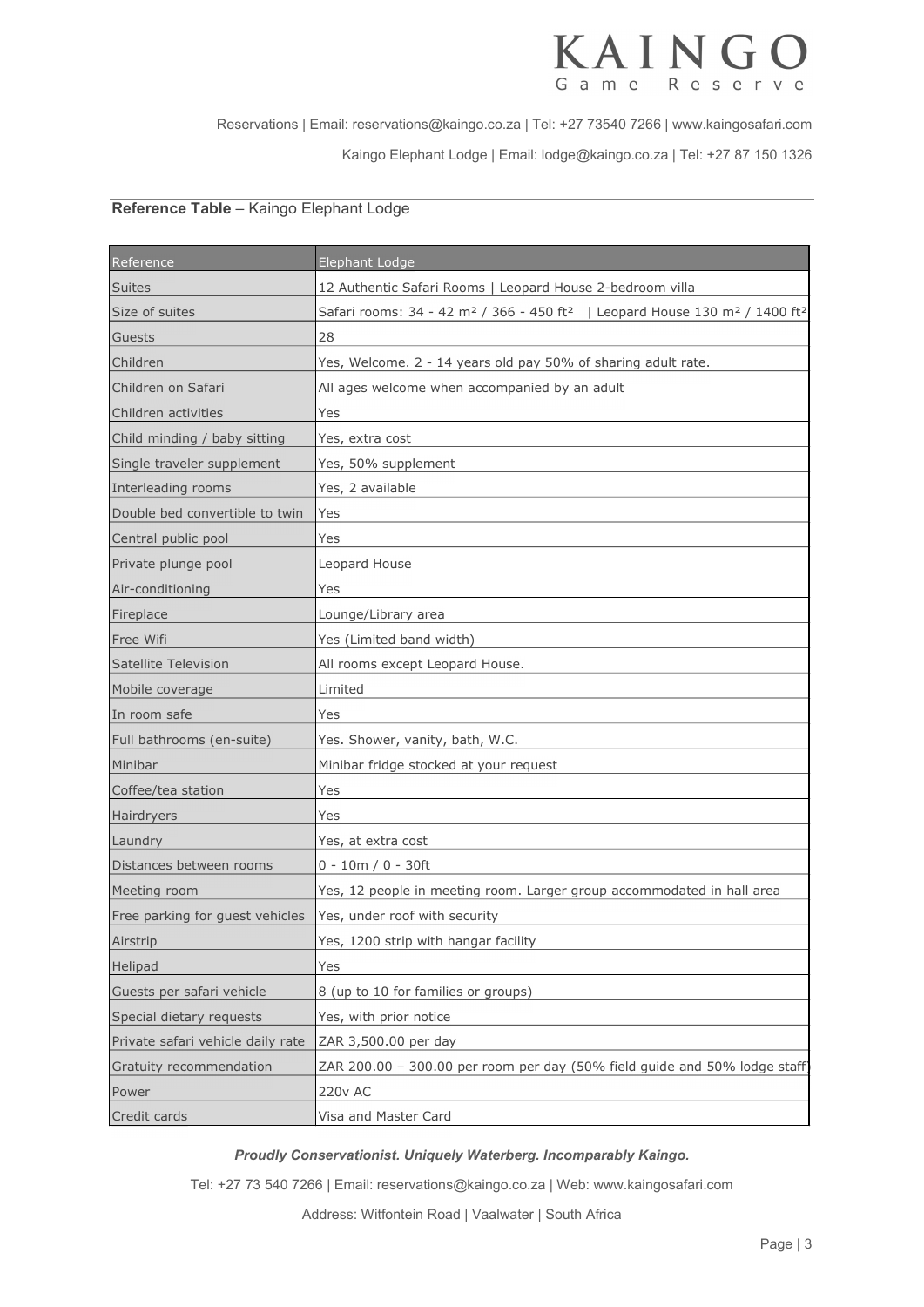Reservations | Email: reservations@kaingo.co.za | Tel: +27 73540 7266 | www.kaingosafari.com

Kaingo Elephant Lodge | Email: lodge@kaingo.co.za | Tel: +27 87 150 1326

**Reference Table** – Kaingo Elephant Lodge

| Reference | Elephant Lodge |
|---|---|
| Suites | 12 Authentic Safari Rooms \| Leopard House 2-bedroom villa |
| Size of suites | Safari rooms: 34 - 42 m² / 366 - 450 ft² \| Leopard House 130 m² / 1400 ft² |
| Guests | 28 |
| Children | Yes, Welcome. 2 - 14 years old pay 50% of sharing adult rate. |
| Children on Safari | All ages welcome when accompanied by an adult |
| Children activities | Yes |
| Child minding / baby sitting | Yes, extra cost |
| Single traveler supplement | Yes, 50% supplement |
| Interleading rooms | Yes, 2 available |
| Double bed convertible to twin | Yes |
| Central public pool | Yes |
| Private plunge pool | Leopard House |
| Air-conditioning | Yes |
| Fireplace | Lounge/Library area |
| Free Wifi | Yes (Limited band width) |
| Satellite Television | All rooms except Leopard House. |
| Mobile coverage | Limited |
| In room safe | Yes |
| Full bathrooms (en-suite) | Yes. Shower, vanity, bath, W.C. |
| Minibar | Minibar fridge stocked at your request |
| Coffee/tea station | Yes |
| Hairdryers | Yes |
| Laundry | Yes, at extra cost |
| Distances between rooms | 0 - 10m / 0 - 30ft |
| Meeting room | Yes, 12 people in meeting room. Larger group accommodated in hall area |
| Free parking for guest vehicles | Yes, under roof with security |
| Airstrip | Yes, 1200 strip with hangar facility |
| Helipad | Yes |
| Guests per safari vehicle | 8 (up to 10 for families or groups) |
| Special dietary requests | Yes, with prior notice |
| Private safari vehicle daily rate | ZAR 3,500.00 per day |
| Gratuity recommendation | ZAR 200.00 – 300.00 per room per day (50% field guide and 50% lodge staff) |
| Power | 220v AC |
| Credit cards | Visa and Master Card |

***Proudly Conservationist. Uniquely Waterberg. Incomparably Kaingo.***

Tel: +27 73 540 7266 | Email: reservations@kaingo.co.za | Web: www.kaingosafari.com

Address: Witfontein Road | Vaalwater | South Africa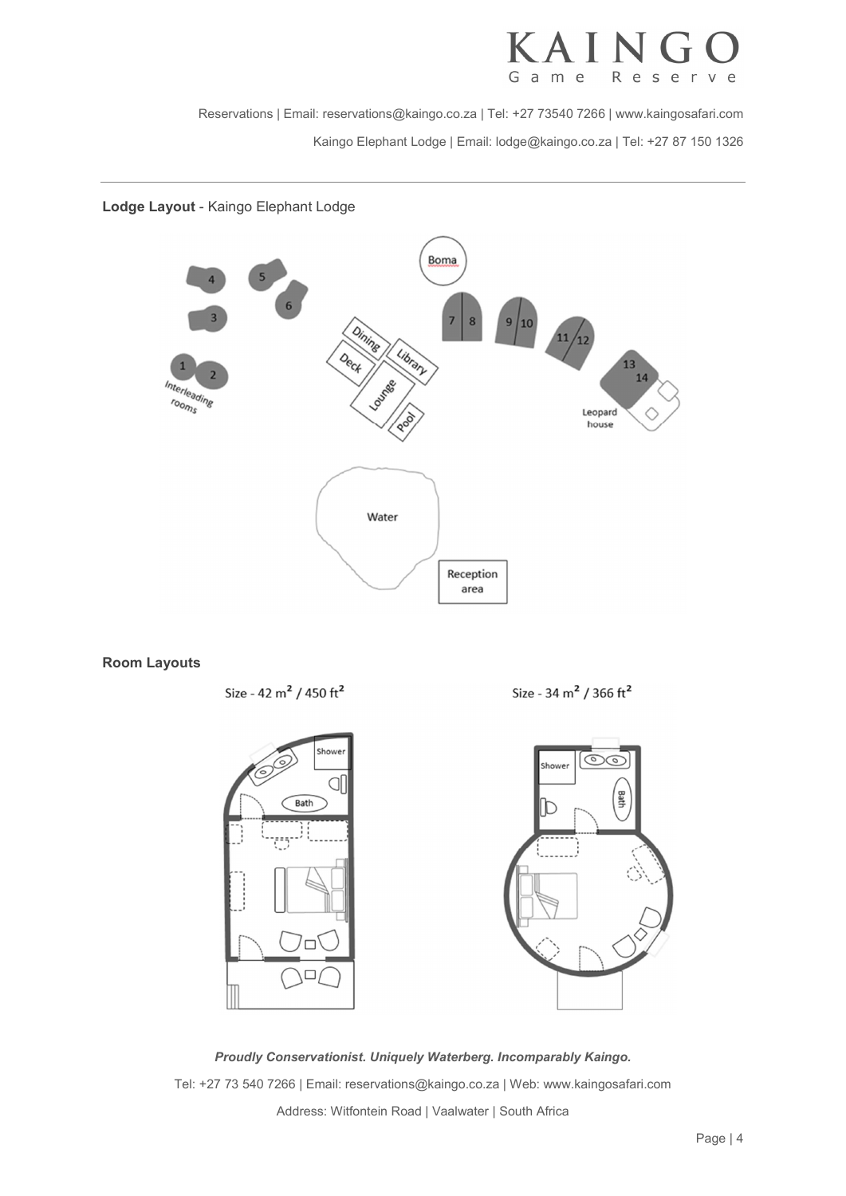Reservations | Email: reservations@kaingo.co.za | Tel: +27 73540 7266 | www.kaingosafari.com

Kaingo Elephant Lodge | Email: lodge@kaingo.co.za | Tel: +27 87 150 1326

**Lodge Layout** - Kaingo Elephant Lodge

**Room Layouts**

Size - 42 $m^2$ / 450 $ft^2$

Size - 34 $m^2$ / 366 $ft^2$

***Proudly Conservationist. Uniquely Waterberg. Incomparably Kaingo.***

Tel: +27 73 540 7266 | Email: reservations@kaingo.co.za | Web: www.kaingosafari.com

Address: Witfontein Road | Vaalwater | South Africa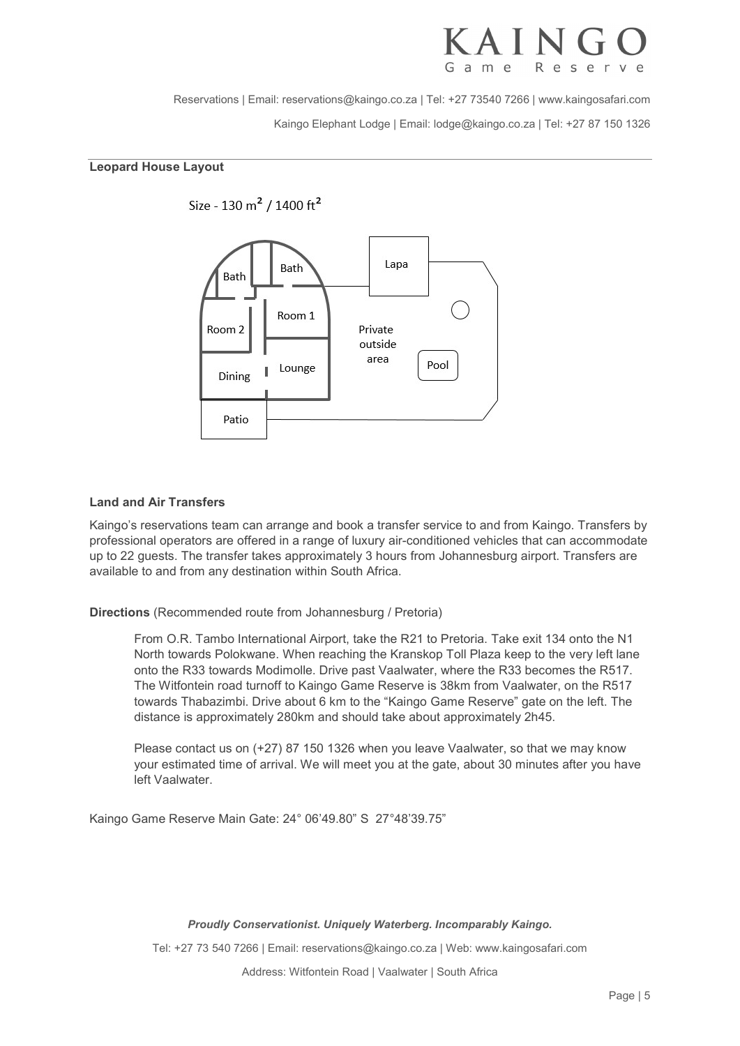## Leopard House Layout

Size - 130 m$^2$ / 1400 ft$^2$

Bath
Bath
Lapa
Room 1
Room 2
Private outside area
Dining
Lounge
Pool
Patio

## Land and Air Transfers

Kaingo's reservations team can arrange and book a transfer service to and from Kaingo. Transfers by professional operators are offered in a range of luxury air-conditioned vehicles that can accommodate up to 22 guests. The transfer takes approximately 3 hours from Johannesburg airport. Transfers are available to and from any destination within South Africa.

**Directions** (Recommended route from Johannesburg / Pretoria)

From O.R. Tambo International Airport, take the R21 to Pretoria. Take exit 134 onto the N1 North towards Polokwane. When reaching the Kranskop Toll Plaza keep to the very left lane onto the R33 towards Modimolle. Drive past Vaalwater, where the R33 becomes the R517. The Witfontein road turnoff to Kaingo Game Reserve is 38km from Vaalwater, on the R517 towards Thabazimbi. Drive about 6 km to the "Kaingo Game Reserve" gate on the left. The distance is approximately 280km and should take about approximately 2h45.

Please contact us on (+27) 87 150 1326 when you leave Vaalwater, so that we may know your estimated time of arrival. We will meet you at the gate, about 30 minutes after you have left Vaalwater.

Kaingo Game Reserve Main Gate: 24° 06'49.80" S 27°48'39.75"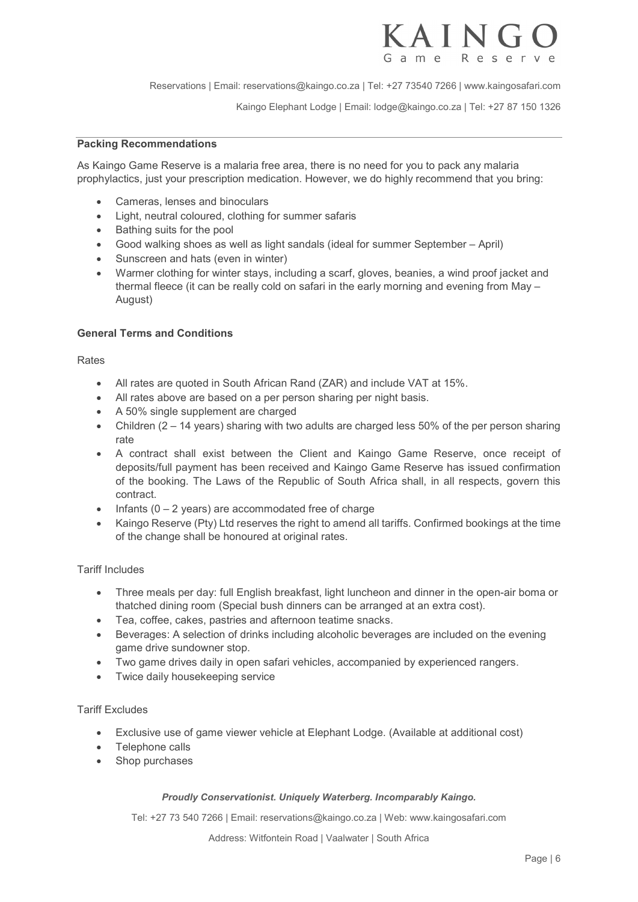## Packing Recommendations

As Kaingo Game Reserve is a malaria free area, there is no need for you to pack any malaria prophylactics, just your prescription medication. However, we do highly recommend that you bring:

- Cameras, lenses and binoculars
- Light, neutral coloured, clothing for summer safaris
- Bathing suits for the pool
- Good walking shoes as well as light sandals (ideal for summer September – April)
- Sunscreen and hats (even in winter)
- Warmer clothing for winter stays, including a scarf, gloves, beanies, a wind proof jacket and thermal fleece (it can be really cold on safari in the early morning and evening from May – August)

## General Terms and Conditions

Rates

- All rates are quoted in South African Rand (ZAR) and include VAT at 15%.
- All rates above are based on a per person sharing per night basis.
- A 50% single supplement are charged
- Children (2 – 14 years) sharing with two adults are charged less 50% of the per person sharing rate
- A contract shall exist between the Client and Kaingo Game Reserve, once receipt of deposits/full payment has been received and Kaingo Game Reserve has issued confirmation of the booking. The Laws of the Republic of South Africa shall, in all respects, govern this contract.
- Infants (0 – 2 years) are accommodated free of charge
- Kaingo Reserve (Pty) Ltd reserves the right to amend all tariffs. Confirmed bookings at the time of the change shall be honoured at original rates.

Tariff Includes

- Three meals per day: full English breakfast, light luncheon and dinner in the open-air boma or thatched dining room (Special bush dinners can be arranged at an extra cost).
- Tea, coffee, cakes, pastries and afternoon teatime snacks.
- Beverages: A selection of drinks including alcoholic beverages are included on the evening game drive sundowner stop.
- Two game drives daily in open safari vehicles, accompanied by experienced rangers.
- Twice daily housekeeping service

Tariff Excludes

- Exclusive use of game viewer vehicle at Elephant Lodge. (Available at additional cost)
- Telephone calls
- Shop purchases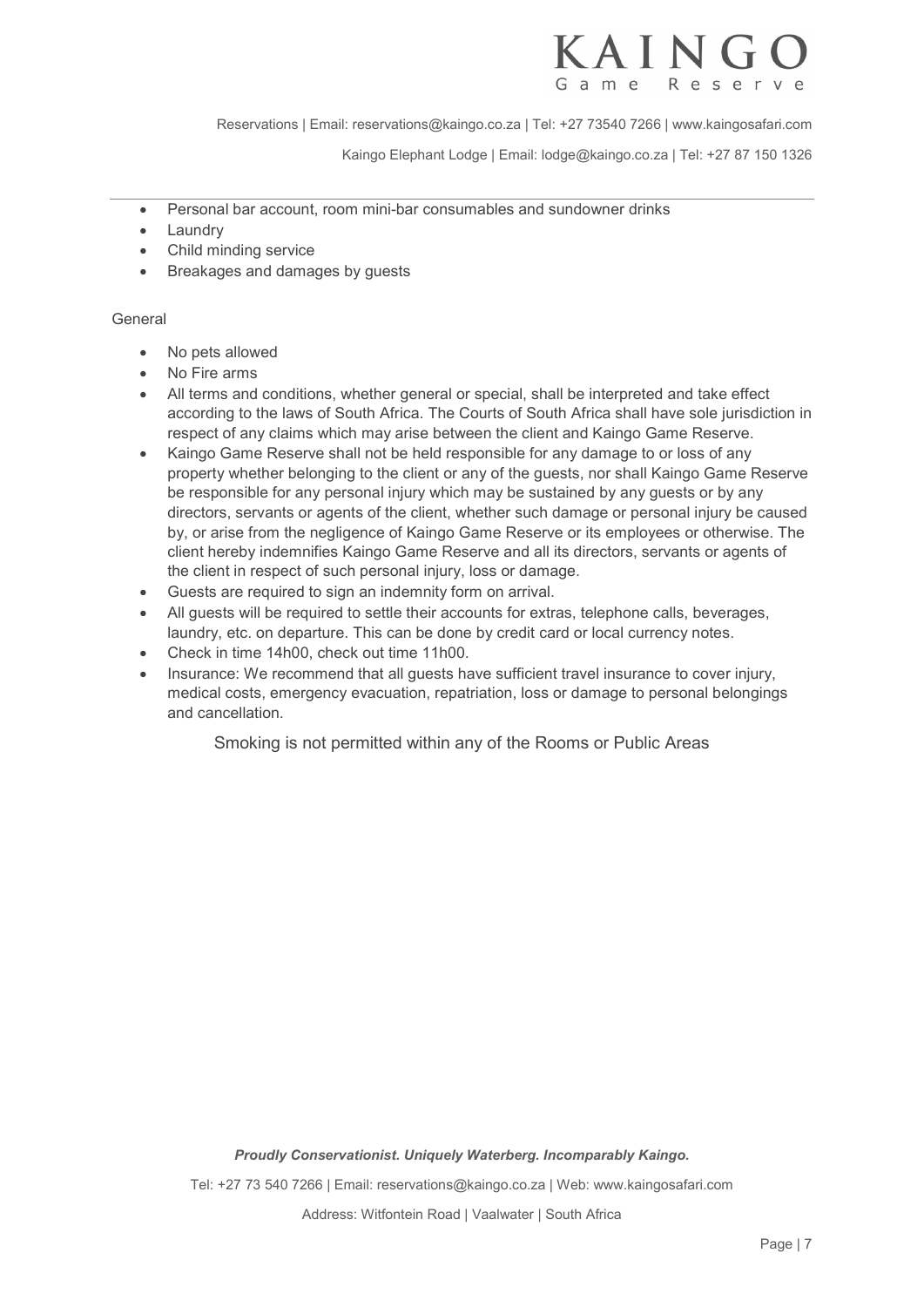- Personal bar account, room mini-bar consumables and sundowner drinks
- Laundry
- Child minding service
- Breakages and damages by guests

General

- No pets allowed
- No Fire arms
- All terms and conditions, whether general or special, shall be interpreted and take effect according to the laws of South Africa. The Courts of South Africa shall have sole jurisdiction in respect of any claims which may arise between the client and Kaingo Game Reserve.
- Kaingo Game Reserve shall not be held responsible for any damage to or loss of any property whether belonging to the client or any of the guests, nor shall Kaingo Game Reserve be responsible for any personal injury which may be sustained by any guests or by any directors, servants or agents of the client, whether such damage or personal injury be caused by, or arise from the negligence of Kaingo Game Reserve or its employees or otherwise. The client hereby indemnifies Kaingo Game Reserve and all its directors, servants or agents of the client in respect of such personal injury, loss or damage.
- Guests are required to sign an indemnity form on arrival.
- All guests will be required to settle their accounts for extras, telephone calls, beverages, laundry, etc. on departure. This can be done by credit card or local currency notes.
- Check in time 14h00, check out time 11h00.
- Insurance: We recommend that all guests have sufficient travel insurance to cover injury, medical costs, emergency evacuation, repatriation, loss or damage to personal belongings and cancellation.

Smoking is not permitted within any of the Rooms or Public Areas